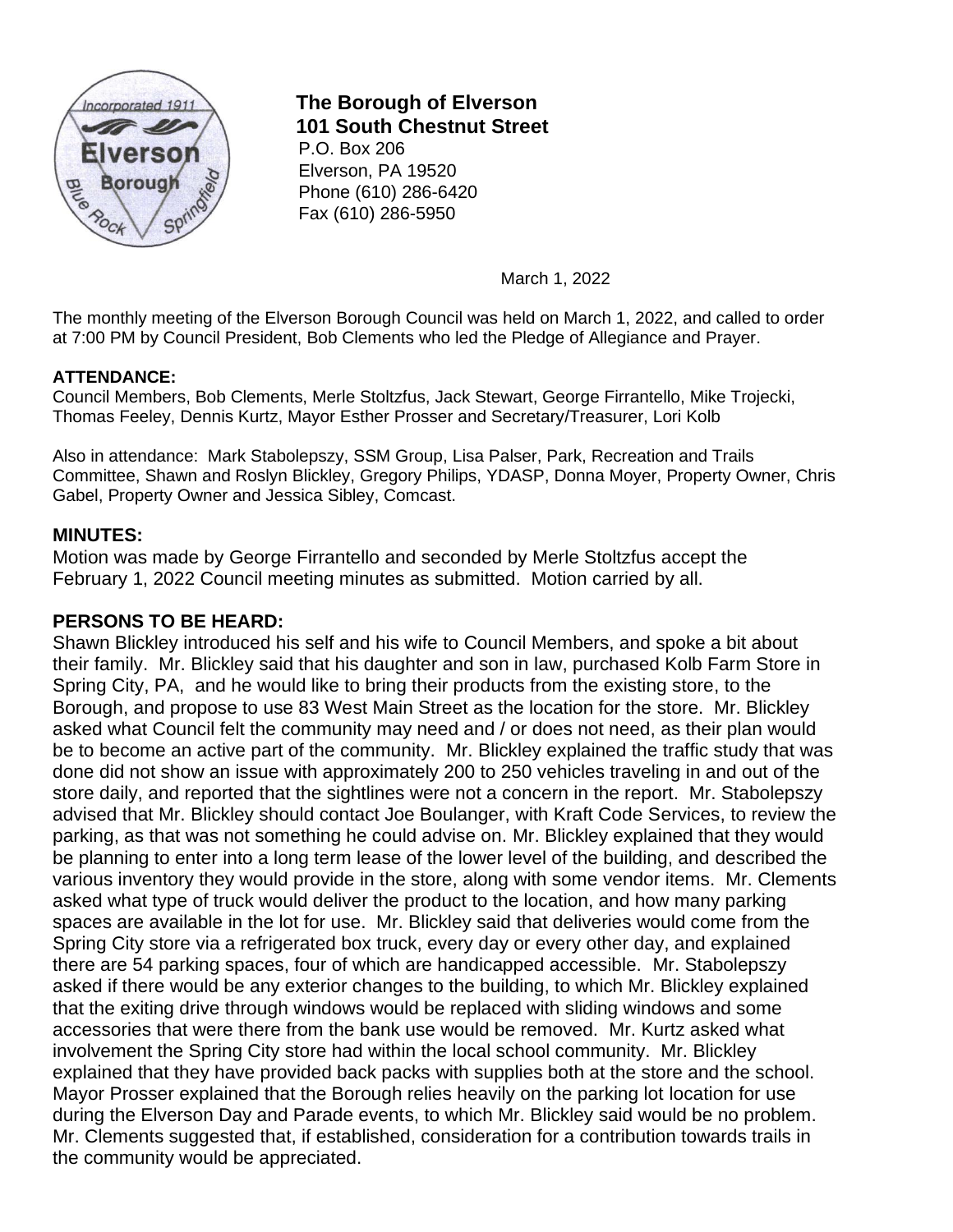**The Borough of Elverson**
**101 South Chestnut Street**
P.O. Box 206
Elverson, PA 19520
Phone (610) 286-6420
Fax (610) 286-5950

March 1, 2022

The monthly meeting of the Elverson Borough Council was held on March 1, 2022, and called to order at 7:00 PM by Council President, Bob Clements who led the Pledge of Allegiance and Prayer.

**ATTENDANCE:**
Council Members, Bob Clements, Merle Stoltzfus, Jack Stewart, George Firrantello, Mike Trojecki, Thomas Feeley, Dennis Kurtz, Mayor Esther Prosser and Secretary/Treasurer, Lori Kolb

Also in attendance: Mark Stabolepszy, SSM Group, Lisa Palser, Park, Recreation and Trails Committee, Shawn and Roslyn Blickley, Gregory Philips, YDASP, Donna Moyer, Property Owner, Chris Gabel, Property Owner and Jessica Sibley, Comcast.

**MINUTES:**
Motion was made by George Firrantello and seconded by Merle Stoltzfus accept the February 1, 2022 Council meeting minutes as submitted. Motion carried by all.

**PERSONS TO BE HEARD:**
Shawn Blickley introduced his self and his wife to Council Members, and spoke a bit about their family. Mr. Blickley said that his daughter and son in law, purchased Kolb Farm Store in Spring City, PA, and he would like to bring their products from the existing store, to the Borough, and propose to use 83 West Main Street as the location for the store. Mr. Blickley asked what Council felt the community may need and / or does not need, as their plan would be to become an active part of the community. Mr. Blickley explained the traffic study that was done did not show an issue with approximately 200 to 250 vehicles traveling in and out of the store daily, and reported that the sightlines were not a concern in the report. Mr. Stabolepszy advised that Mr. Blickley should contact Joe Boulanger, with Kraft Code Services, to review the parking, as that was not something he could advise on. Mr. Blickley explained that they would be planning to enter into a long term lease of the lower level of the building, and described the various inventory they would provide in the store, along with some vendor items. Mr. Clements asked what type of truck would deliver the product to the location, and how many parking spaces are available in the lot for use. Mr. Blickley said that deliveries would come from the Spring City store via a refrigerated box truck, every day or every other day, and explained there are 54 parking spaces, four of which are handicapped accessible. Mr. Stabolepszy asked if there would be any exterior changes to the building, to which Mr. Blickley explained that the exiting drive through windows would be replaced with sliding windows and some accessories that were there from the bank use would be removed. Mr. Kurtz asked what involvement the Spring City store had within the local school community. Mr. Blickley explained that they have provided back packs with supplies both at the store and the school. Mayor Prosser explained that the Borough relies heavily on the parking lot location for use during the Elverson Day and Parade events, to which Mr. Blickley said would be no problem. Mr. Clements suggested that, if established, consideration for a contribution towards trails in the community would be appreciated.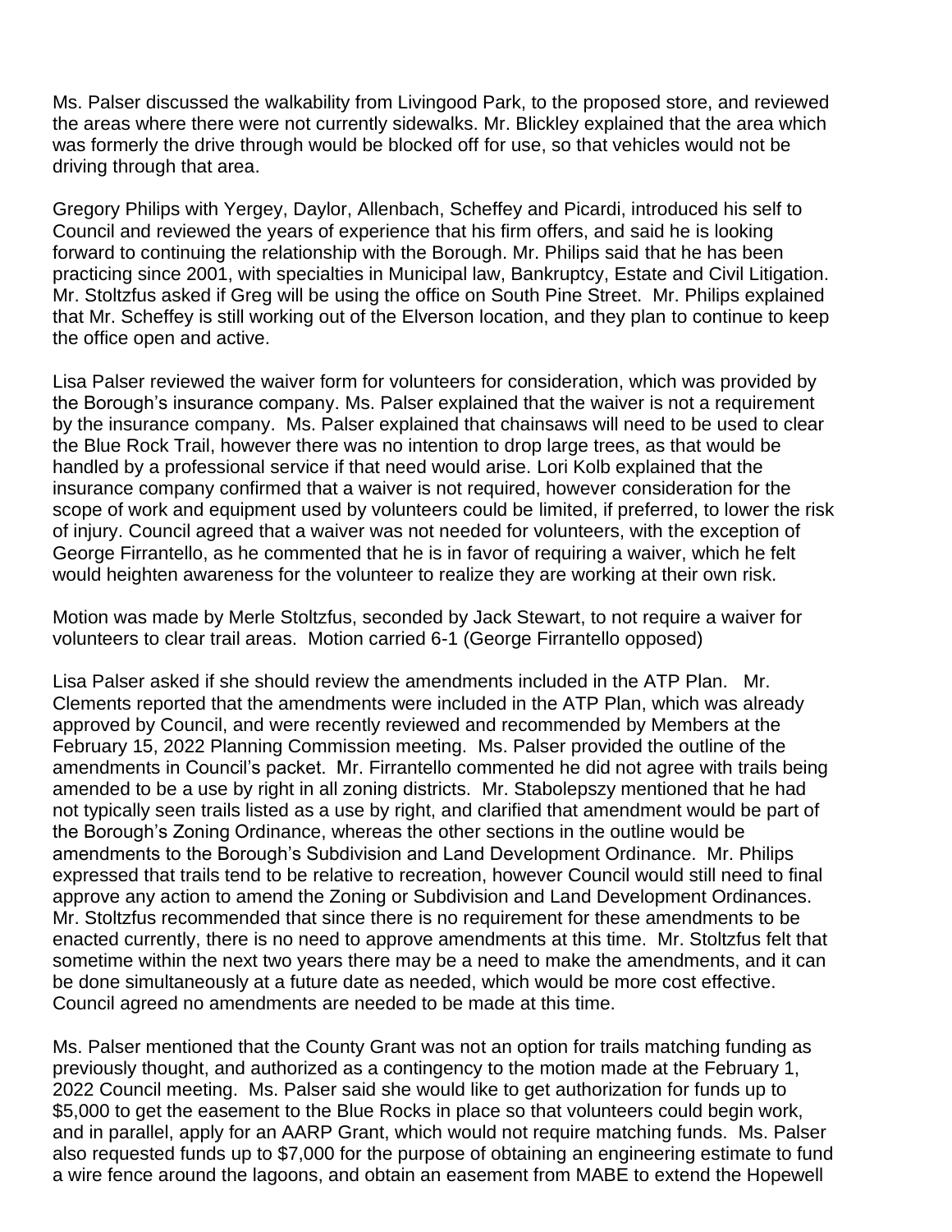Ms. Palser discussed the walkability from Livingood Park, to the proposed store, and reviewed the areas where there were not currently sidewalks. Mr. Blickley explained that the area which was formerly the drive through would be blocked off for use, so that vehicles would not be driving through that area.

Gregory Philips with Yergey, Daylor, Allenbach, Scheffey and Picardi, introduced his self to Council and reviewed the years of experience that his firm offers, and said he is looking forward to continuing the relationship with the Borough. Mr. Philips said that he has been practicing since 2001, with specialties in Municipal law, Bankruptcy, Estate and Civil Litigation. Mr. Stoltzfus asked if Greg will be using the office on South Pine Street. Mr. Philips explained that Mr. Scheffey is still working out of the Elverson location, and they plan to continue to keep the office open and active.

Lisa Palser reviewed the waiver form for volunteers for consideration, which was provided by the Borough's insurance company. Ms. Palser explained that the waiver is not a requirement by the insurance company. Ms. Palser explained that chainsaws will need to be used to clear the Blue Rock Trail, however there was no intention to drop large trees, as that would be handled by a professional service if that need would arise. Lori Kolb explained that the insurance company confirmed that a waiver is not required, however consideration for the scope of work and equipment used by volunteers could be limited, if preferred, to lower the risk of injury. Council agreed that a waiver was not needed for volunteers, with the exception of George Firrantello, as he commented that he is in favor of requiring a waiver, which he felt would heighten awareness for the volunteer to realize they are working at their own risk.

Motion was made by Merle Stoltzfus, seconded by Jack Stewart, to not require a waiver for volunteers to clear trail areas. Motion carried 6-1 (George Firrantello opposed)

Lisa Palser asked if she should review the amendments included in the ATP Plan. Mr. Clements reported that the amendments were included in the ATP Plan, which was already approved by Council, and were recently reviewed and recommended by Members at the February 15, 2022 Planning Commission meeting. Ms. Palser provided the outline of the amendments in Council's packet. Mr. Firrantello commented he did not agree with trails being amended to be a use by right in all zoning districts. Mr. Stabolepszy mentioned that he had not typically seen trails listed as a use by right, and clarified that amendment would be part of the Borough's Zoning Ordinance, whereas the other sections in the outline would be amendments to the Borough's Subdivision and Land Development Ordinance. Mr. Philips expressed that trails tend to be relative to recreation, however Council would still need to final approve any action to amend the Zoning or Subdivision and Land Development Ordinances. Mr. Stoltzfus recommended that since there is no requirement for these amendments to be enacted currently, there is no need to approve amendments at this time. Mr. Stoltzfus felt that sometime within the next two years there may be a need to make the amendments, and it can be done simultaneously at a future date as needed, which would be more cost effective. Council agreed no amendments are needed to be made at this time.

Ms. Palser mentioned that the County Grant was not an option for trails matching funding as previously thought, and authorized as a contingency to the motion made at the February 1, 2022 Council meeting. Ms. Palser said she would like to get authorization for funds up to $5,000 to get the easement to the Blue Rocks in place so that volunteers could begin work, and in parallel, apply for an AARP Grant, which would not require matching funds. Ms. Palser also requested funds up to $7,000 for the purpose of obtaining an engineering estimate to fund a wire fence around the lagoons, and obtain an easement from MABE to extend the Hopewell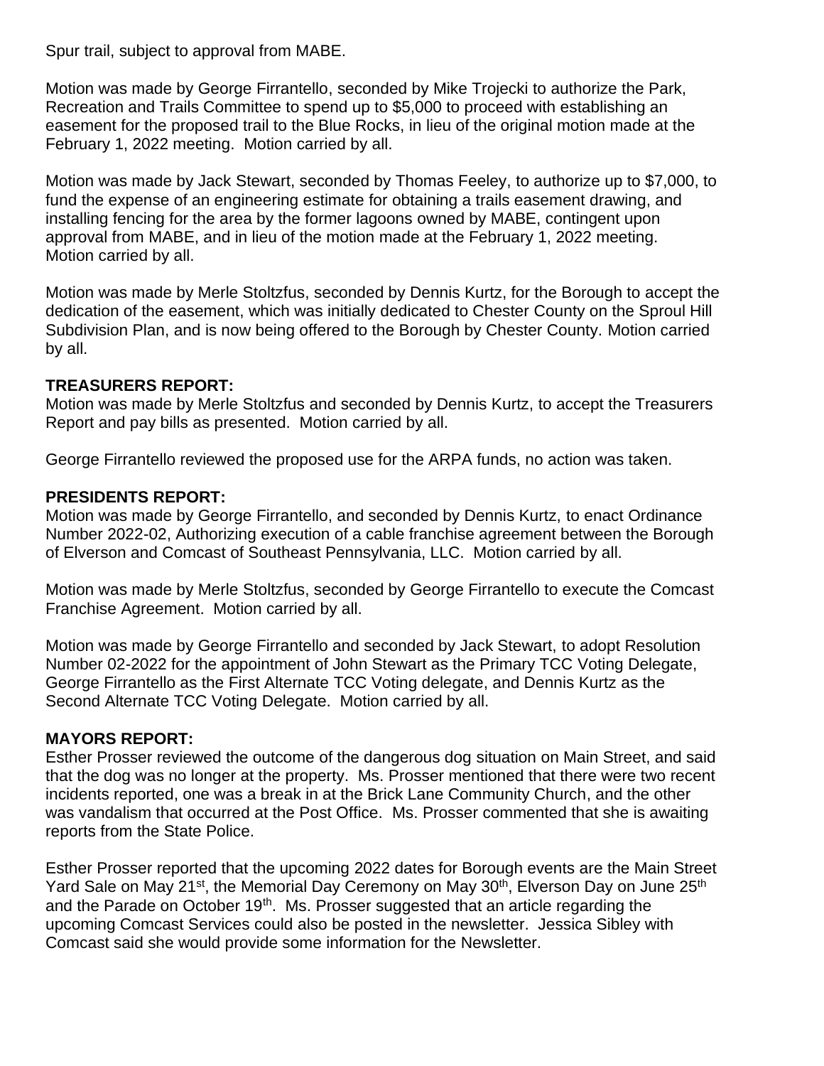Spur trail, subject to approval from MABE.

Motion was made by George Firrantello, seconded by Mike Trojecki to authorize the Park, Recreation and Trails Committee to spend up to $5,000 to proceed with establishing an easement for the proposed trail to the Blue Rocks, in lieu of the original motion made at the February 1, 2022 meeting. Motion carried by all.

Motion was made by Jack Stewart, seconded by Thomas Feeley, to authorize up to $7,000, to fund the expense of an engineering estimate for obtaining a trails easement drawing, and installing fencing for the area by the former lagoons owned by MABE, contingent upon approval from MABE, and in lieu of the motion made at the February 1, 2022 meeting. Motion carried by all.

Motion was made by Merle Stoltzfus, seconded by Dennis Kurtz, for the Borough to accept the dedication of the easement, which was initially dedicated to Chester County on the Sproul Hill Subdivision Plan, and is now being offered to the Borough by Chester County. Motion carried by all.

**TREASURERS REPORT:**
Motion was made by Merle Stoltzfus and seconded by Dennis Kurtz, to accept the Treasurers Report and pay bills as presented. Motion carried by all.

George Firrantello reviewed the proposed use for the ARPA funds, no action was taken.

**PRESIDENTS REPORT:**
Motion was made by George Firrantello, and seconded by Dennis Kurtz, to enact Ordinance Number 2022-02, Authorizing execution of a cable franchise agreement between the Borough of Elverson and Comcast of Southeast Pennsylvania, LLC. Motion carried by all.

Motion was made by Merle Stoltzfus, seconded by George Firrantello to execute the Comcast Franchise Agreement. Motion carried by all.

Motion was made by George Firrantello and seconded by Jack Stewart, to adopt Resolution Number 02-2022 for the appointment of John Stewart as the Primary TCC Voting Delegate, George Firrantello as the First Alternate TCC Voting delegate, and Dennis Kurtz as the Second Alternate TCC Voting Delegate. Motion carried by all.

**MAYORS REPORT:**
Esther Prosser reviewed the outcome of the dangerous dog situation on Main Street, and said that the dog was no longer at the property. Ms. Prosser mentioned that there were two recent incidents reported, one was a break in at the Brick Lane Community Church, and the other was vandalism that occurred at the Post Office. Ms. Prosser commented that she is awaiting reports from the State Police.

Esther Prosser reported that the upcoming 2022 dates for Borough events are the Main Street Yard Sale on May 21st, the Memorial Day Ceremony on May 30th, Elverson Day on June 25th and the Parade on October 19th. Ms. Prosser suggested that an article regarding the upcoming Comcast Services could also be posted in the newsletter. Jessica Sibley with Comcast said she would provide some information for the Newsletter.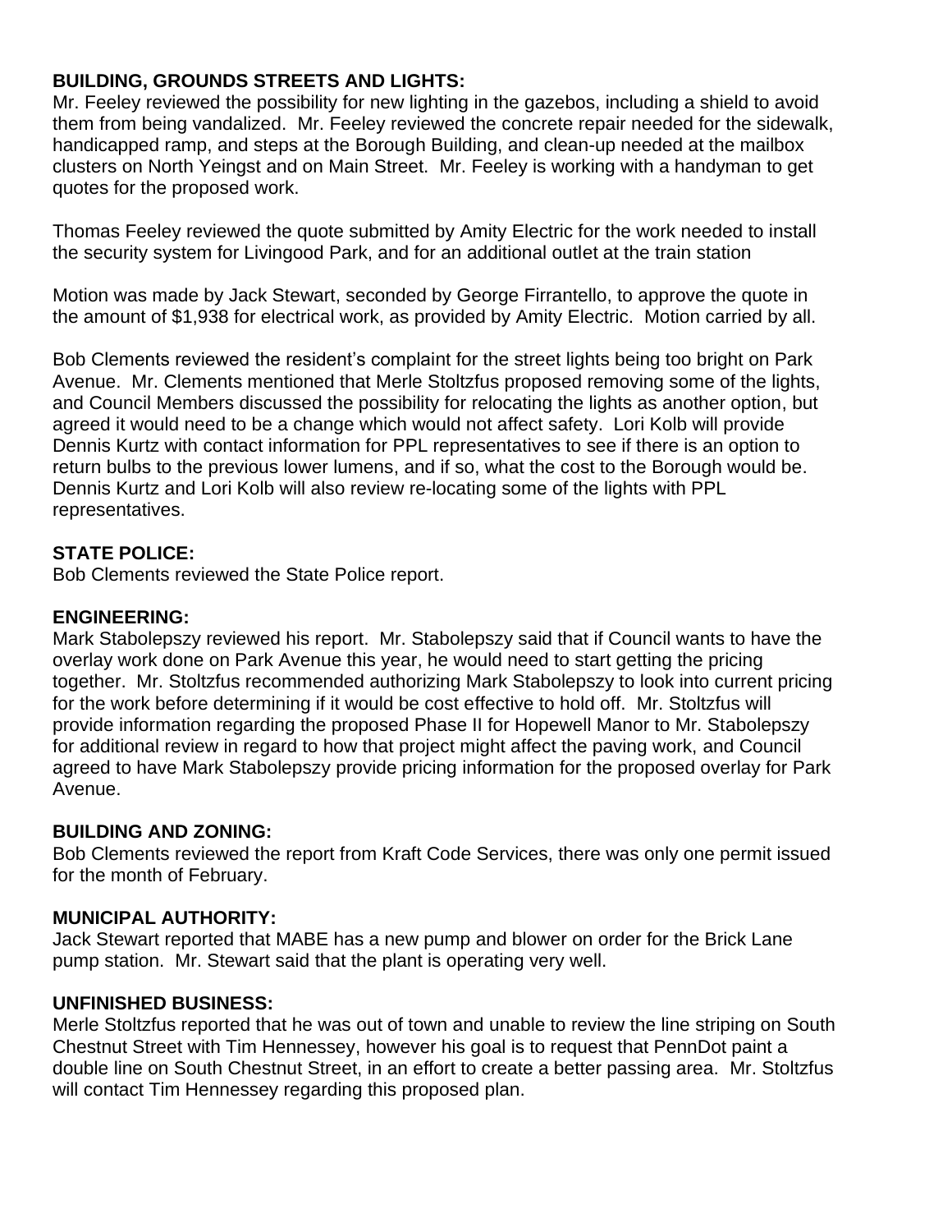**BUILDING, GROUNDS STREETS AND LIGHTS:**
Mr. Feeley reviewed the possibility for new lighting in the gazebos, including a shield to avoid them from being vandalized. Mr. Feeley reviewed the concrete repair needed for the sidewalk, handicapped ramp, and steps at the Borough Building, and clean-up needed at the mailbox clusters on North Yeingst and on Main Street. Mr. Feeley is working with a handyman to get quotes for the proposed work.

Thomas Feeley reviewed the quote submitted by Amity Electric for the work needed to install the security system for Livingood Park, and for an additional outlet at the train station

Motion was made by Jack Stewart, seconded by George Firrantello, to approve the quote in the amount of $1,938 for electrical work, as provided by Amity Electric. Motion carried by all.

Bob Clements reviewed the resident's complaint for the street lights being too bright on Park Avenue. Mr. Clements mentioned that Merle Stoltzfus proposed removing some of the lights, and Council Members discussed the possibility for relocating the lights as another option, but agreed it would need to be a change which would not affect safety. Lori Kolb will provide Dennis Kurtz with contact information for PPL representatives to see if there is an option to return bulbs to the previous lower lumens, and if so, what the cost to the Borough would be. Dennis Kurtz and Lori Kolb will also review re-locating some of the lights with PPL representatives.

**STATE POLICE:**
Bob Clements reviewed the State Police report.

**ENGINEERING:**
Mark Stabolepszy reviewed his report. Mr. Stabolepszy said that if Council wants to have the overlay work done on Park Avenue this year, he would need to start getting the pricing together. Mr. Stoltzfus recommended authorizing Mark Stabolepszy to look into current pricing for the work before determining if it would be cost effective to hold off. Mr. Stoltzfus will provide information regarding the proposed Phase II for Hopewell Manor to Mr. Stabolepszy for additional review in regard to how that project might affect the paving work, and Council agreed to have Mark Stabolepszy provide pricing information for the proposed overlay for Park Avenue.

**BUILDING AND ZONING:**
Bob Clements reviewed the report from Kraft Code Services, there was only one permit issued for the month of February.

**MUNICIPAL AUTHORITY:**
Jack Stewart reported that MABE has a new pump and blower on order for the Brick Lane pump station. Mr. Stewart said that the plant is operating very well.

**UNFINISHED BUSINESS:**
Merle Stoltzfus reported that he was out of town and unable to review the line striping on South Chestnut Street with Tim Hennessey, however his goal is to request that PennDot paint a double line on South Chestnut Street, in an effort to create a better passing area. Mr. Stoltzfus will contact Tim Hennessey regarding this proposed plan.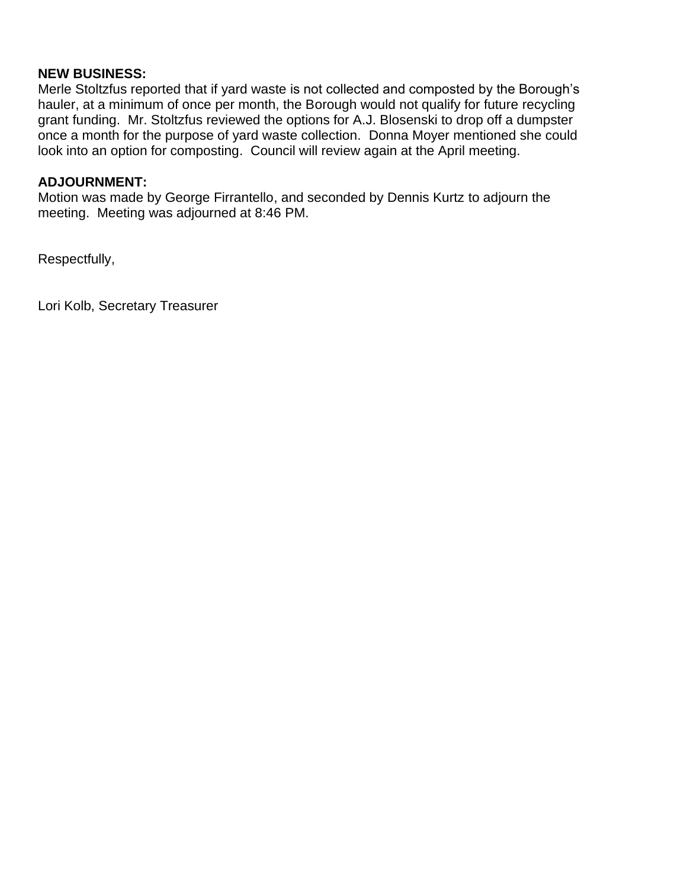**NEW BUSINESS:**
Merle Stoltzfus reported that if yard waste is not collected and composted by the Borough's hauler, at a minimum of once per month, the Borough would not qualify for future recycling grant funding. Mr. Stoltzfus reviewed the options for A.J. Blosenski to drop off a dumpster once a month for the purpose of yard waste collection. Donna Moyer mentioned she could look into an option for composting. Council will review again at the April meeting.

**ADJOURNMENT:**
Motion was made by George Firrantello, and seconded by Dennis Kurtz to adjourn the meeting. Meeting was adjourned at 8:46 PM.

Respectfully,

Lori Kolb, Secretary Treasurer